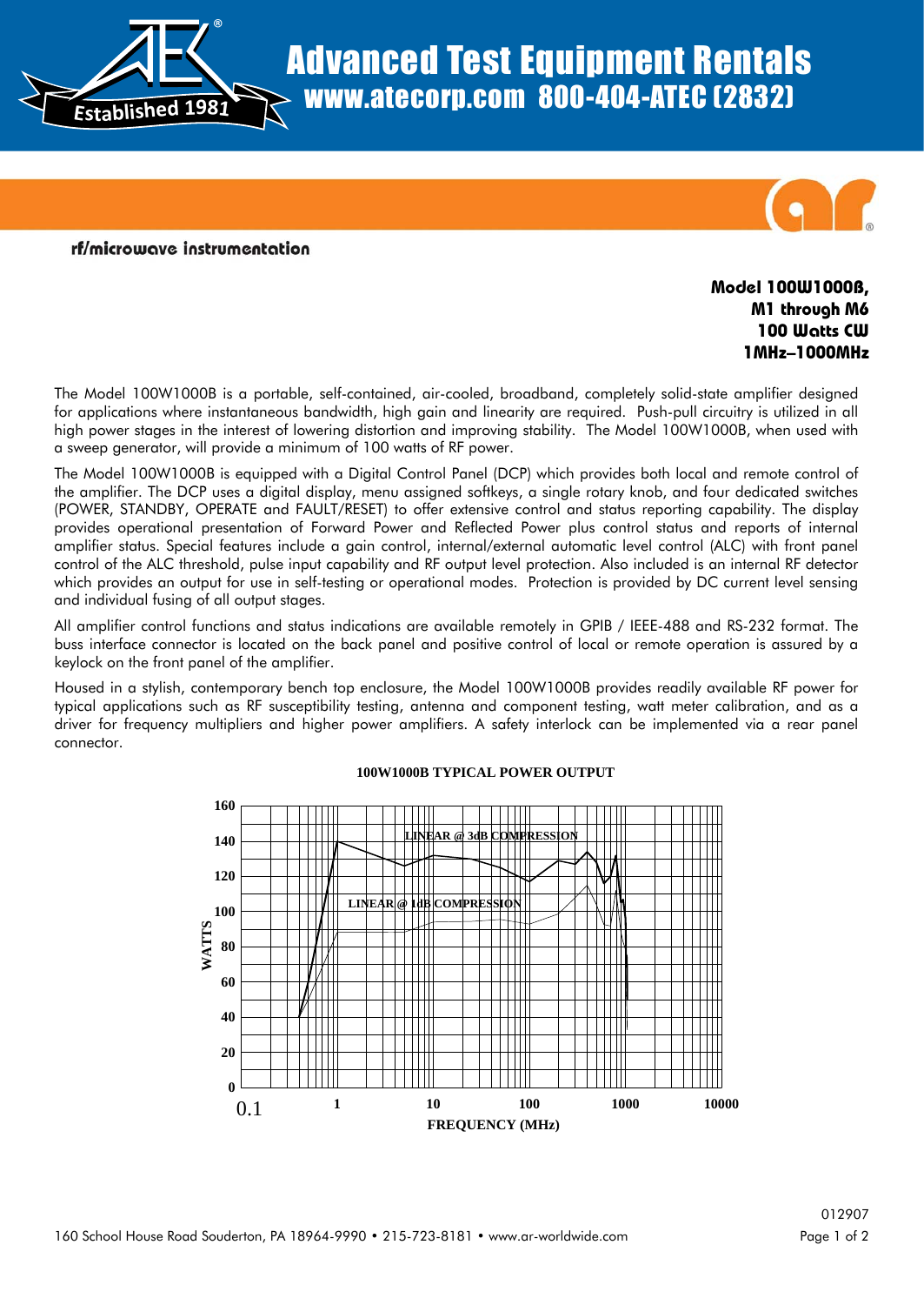# Advanced Test Equipment Rentals

www.atecorp.com 800-404-ATEC (2832)

Established 1981

rf/microwave instrumentation

**Model 100W1000B,**
**M1 through M6**
**100 Watts CW**
**1MHz–1000MHz**

The Model 100W1000B is a portable, self-contained, air-cooled, broadband, completely solid-state amplifier designed for applications where instantaneous bandwidth, high gain and linearity are required. Push-pull circuitry is utilized in all high power stages in the interest of lowering distortion and improving stability. The Model 100W1000B, when used with a sweep generator, will provide a minimum of 100 watts of RF power.

The Model 100W1000B is equipped with a Digital Control Panel (DCP) which provides both local and remote control of the amplifier. The DCP uses a digital display, menu assigned softkeys, a single rotary knob, and four dedicated switches (POWER, STANDBY, OPERATE and FAULT/RESET) to offer extensive control and status reporting capability. The display provides operational presentation of Forward Power and Reflected Power plus control status and reports of internal amplifier status. Special features include a gain control, internal/external automatic level control (ALC) with front panel control of the ALC threshold, pulse input capability and RF output level protection. Also included is an internal RF detector which provides an output for use in self-testing or operational modes. Protection is provided by DC current level sensing and individual fusing of all output stages.

All amplifier control functions and status indications are available remotely in GPIB / IEEE-488 and RS-232 format. The buss interface connector is located on the back panel and positive control of local or remote operation is assured by a keylock on the front panel of the amplifier.

Housed in a stylish, contemporary bench top enclosure, the Model 100W1000B provides readily available RF power for typical applications such as RF susceptibility testing, antenna and component testing, watt meter calibration, and as a driver for frequency multipliers and higher power amplifiers. A safety interlock can be implemented via a rear panel connector.

**100W1000B TYPICAL POWER OUTPUT**

(Chart: WATTS (0–160) vs. FREQUENCY (MHz) (0.1–10000); curves: LINEAR @ 3dB COMPRESSION, LINEAR @ 1dB COMPRESSION)

012907

160 School House Road Souderton, PA 18964-9990 • 215-723-8181 • www.ar-worldwide.com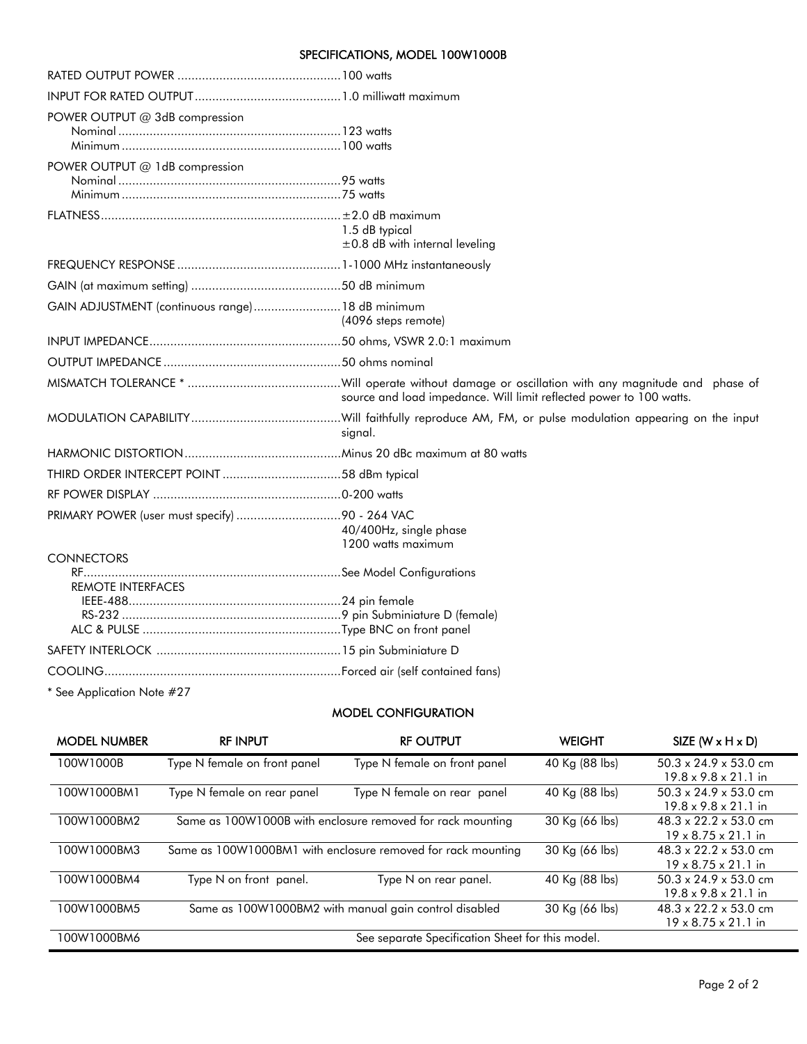## SPECIFICATIONS, MODEL 100W1000B

| | |
|---|---|
| RATED OUTPUT POWER | 100 watts |
| INPUT FOR RATED OUTPUT | 1.0 milliwatt maximum |
| POWER OUTPUT @ 3dB compression | |
| Nominal | 123 watts |
| Minimum | 100 watts |
| POWER OUTPUT @ 1dB compression | |
| Nominal | 95 watts |
| Minimum | 75 watts |
| FLATNESS | ±2.0 dB maximum<br>1.5 dB typical<br>±0.8 dB with internal leveling |
| FREQUENCY RESPONSE | 1-1000 MHz instantaneously |
| GAIN (at maximum setting) | 50 dB minimum |
| GAIN ADJUSTMENT (continuous range) | 18 dB minimum<br>(4096 steps remote) |
| INPUT IMPEDANCE | 50 ohms, VSWR 2.0:1 maximum |
| OUTPUT IMPEDANCE | 50 ohms nominal |
| MISMATCH TOLERANCE * | Will operate without damage or oscillation with any magnitude and phase of source and load impedance. Will limit reflected power to 100 watts. |
| MODULATION CAPABILITY | Will faithfully reproduce AM, FM, or pulse modulation appearing on the input signal. |
| HARMONIC DISTORTION | Minus 20 dBc maximum at 80 watts |
| THIRD ORDER INTERCEPT POINT | 58 dBm typical |
| RF POWER DISPLAY | 0-200 watts |
| PRIMARY POWER (user must specify) | 90 - 264 VAC<br>40/400Hz, single phase<br>1200 watts maximum |
| CONNECTORS | |
| RF | See Model Configurations |
| REMOTE INTERFACES | |
| IEEE-488 | 24 pin female |
| RS-232 | 9 pin Subminiature D (female) |
| ALC & PULSE | Type BNC on front panel |
| SAFETY INTERLOCK | 15 pin Subminiature D |
| COOLING | Forced air (self contained fans) |

* See Application Note #27

## MODEL CONFIGURATION

| MODEL NUMBER | RF INPUT | RF OUTPUT | WEIGHT | SIZE (W x H x D) |
|---|---|---|---|---|
| 100W1000B | Type N female on front panel | Type N female on front panel | 40 Kg (88 lbs) | 50.3 x 24.9 x 53.0 cm<br>19.8 x 9.8 x 21.1 in |
| 100W1000BM1 | Type N female on rear panel | Type N female on rear panel | 40 Kg (88 lbs) | 50.3 x 24.9 x 53.0 cm<br>19.8 x 9.8 x 21.1 in |
| 100W1000BM2 | Same as 100W1000B with enclosure removed for rack mounting | | 30 Kg (66 lbs) | 48.3 x 22.2 x 53.0 cm<br>19 x 8.75 x 21.1 in |
| 100W1000BM3 | Same as 100W1000BM1 with enclosure removed for rack mounting | | 30 Kg (66 lbs) | 48.3 x 22.2 x 53.0 cm<br>19 x 8.75 x 21.1 in |
| 100W1000BM4 | Type N on front panel. | Type N on rear panel. | 40 Kg (88 lbs) | 50.3 x 24.9 x 53.0 cm<br>19.8 x 9.8 x 21.1 in |
| 100W1000BM5 | Same as 100W1000BM2 with manual gain control disabled | | 30 Kg (66 lbs) | 48.3 x 22.2 x 53.0 cm<br>19 x 8.75 x 21.1 in |
| 100W1000BM6 | See separate Specification Sheet for this model. | | | |